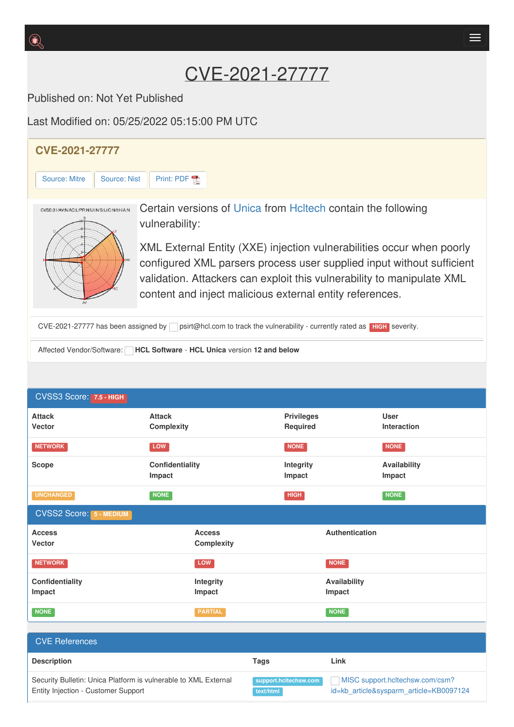# CVE-2021-27777

Published on: Not Yet Published

Last Modified on: 05/25/2022 05:15:00 PM UTC

## CVE-2021-27777

Source: Mitre | Source: Nist | Print: PDF

CVSS:3.1/AV:N/AC:L/PR:N/UI:N/S:U/C:N/I:H/A:N

Certain versions of Unica from Hcltech contain the following vulnerability:

XML External Entity (XXE) injection vulnerabilities occur when poorly configured XML parsers process user supplied input without sufficient validation. Attackers can exploit this vulnerability to manipulate XML content and inject malicious external entity references.

CVE-2021-27777 has been assigned by psirt@hcl.com to track the vulnerability - currently rated as HIGH severity.

Affected Vendor/Software: **HCL Software** - **HCL Unica** version **12 and below**

## CVSS3 Score: 7.5 - HIGH

| Attack Vector | Attack Complexity | Privileges Required | User Interaction |
|---|---|---|---|
| NETWORK | LOW | NONE | NONE |
| **Scope** | **Confidentiality Impact** | **Integrity Impact** | **Availability Impact** |
| UNCHANGED | NONE | HIGH | NONE |

## CVSS2 Score: 5 - MEDIUM

| Access Vector | Access Complexity | Authentication |
|---|---|---|
| NETWORK | LOW | NONE |
| **Confidentiality Impact** | **Integrity Impact** | **Availability Impact** |
| NONE | PARTIAL | NONE |

## CVE References

| Description | Tags | Link |
|---|---|---|
| Security Bulletin: Unica Platform is vulnerable to XML External Entity Injection - Customer Support | support.hcltechsw.com text/html | MISC support.hcltechsw.com/csm?id=kb_article&sysparm_article=KB0097124 |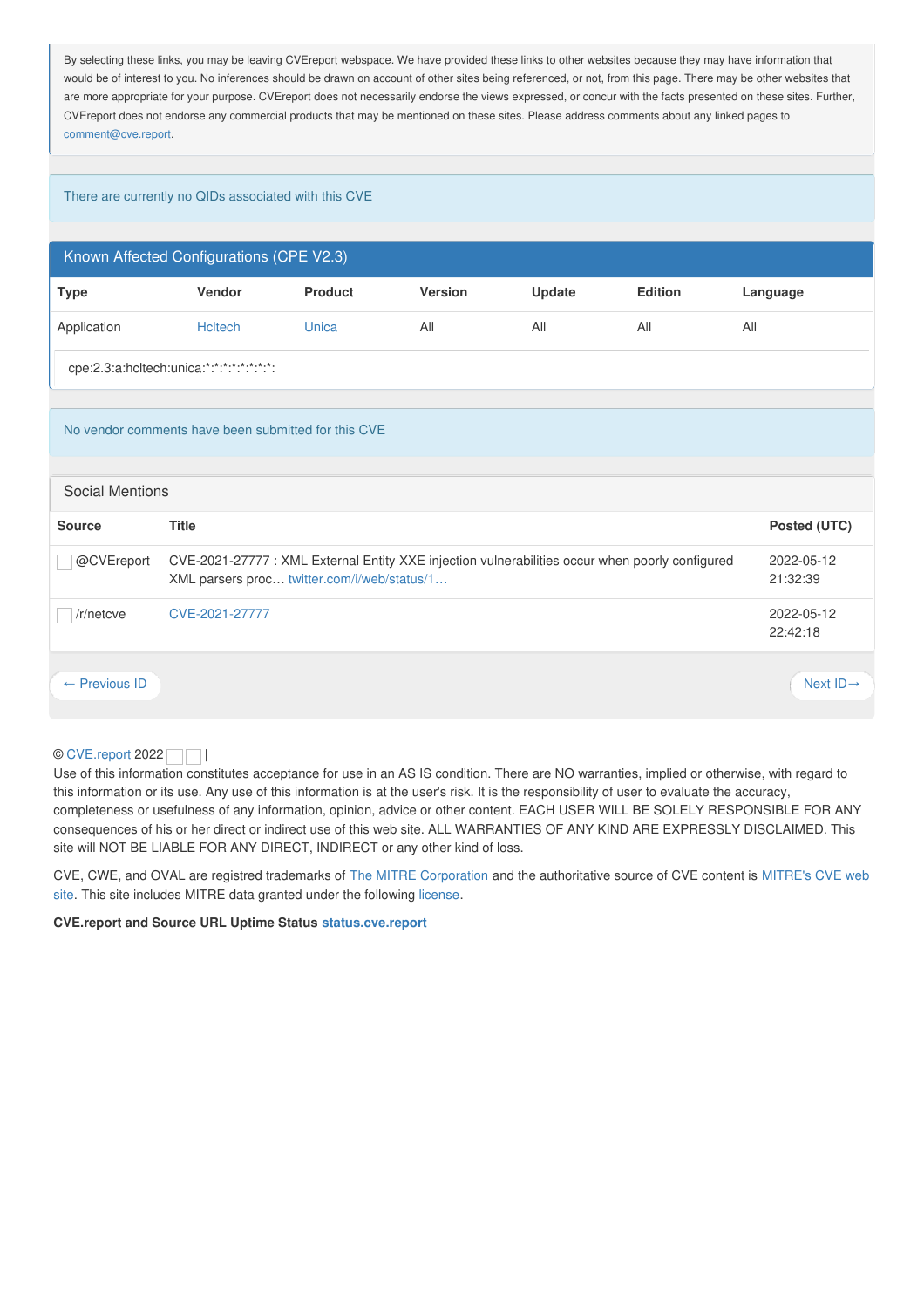By selecting these links, you may be leaving CVEreport webspace. We have provided these links to other websites because they may have information that would be of interest to you. No inferences should be drawn on account of other sites being referenced, or not, from this page. There may be other websites that are more appropriate for your purpose. CVEreport does not necessarily endorse the views expressed, or concur with the facts presented on these sites. Further, CVEreport does not endorse any commercial products that may be mentioned on these sites. Please address comments about any linked pages to comment@cve.report.

There are currently no QIDs associated with this CVE

## Known Affected Configurations (CPE V2.3)

| Type | Vendor | Product | Version | Update | Edition | Language |
| --- | --- | --- | --- | --- | --- | --- |
| Application | Hcltech | Unica | All | All | All | All |

cpe:2.3:a:hcltech:unica:*:*:*:*:*:*:*:*:

No vendor comments have been submitted for this CVE

## Social Mentions

| Source | Title | Posted (UTC) |
| --- | --- | --- |
| @CVEreport | CVE-2021-27777 : XML External Entity XXE injection vulnerabilities occur when poorly configured XML parsers proc… twitter.com/i/web/status/1… | 2022-05-12 21:32:39 |
| /r/netcve | CVE-2021-27777 | 2022-05-12 22:42:18 |

← Previous ID

Next ID→

© CVE.report 2022 |

Use of this information constitutes acceptance for use in an AS IS condition. There are NO warranties, implied or otherwise, with regard to this information or its use. Any use of this information is at the user's risk. It is the responsibility of user to evaluate the accuracy, completeness or usefulness of any information, opinion, advice or other content. EACH USER WILL BE SOLELY RESPONSIBLE FOR ANY consequences of his or her direct or indirect use of this web site. ALL WARRANTIES OF ANY KIND ARE EXPRESSLY DISCLAIMED. This site will NOT BE LIABLE FOR ANY DIRECT, INDIRECT or any other kind of loss.

CVE, CWE, and OVAL are registred trademarks of The MITRE Corporation and the authoritative source of CVE content is MITRE's CVE web site. This site includes MITRE data granted under the following license.

**CVE.report and Source URL Uptime Status status.cve.report**